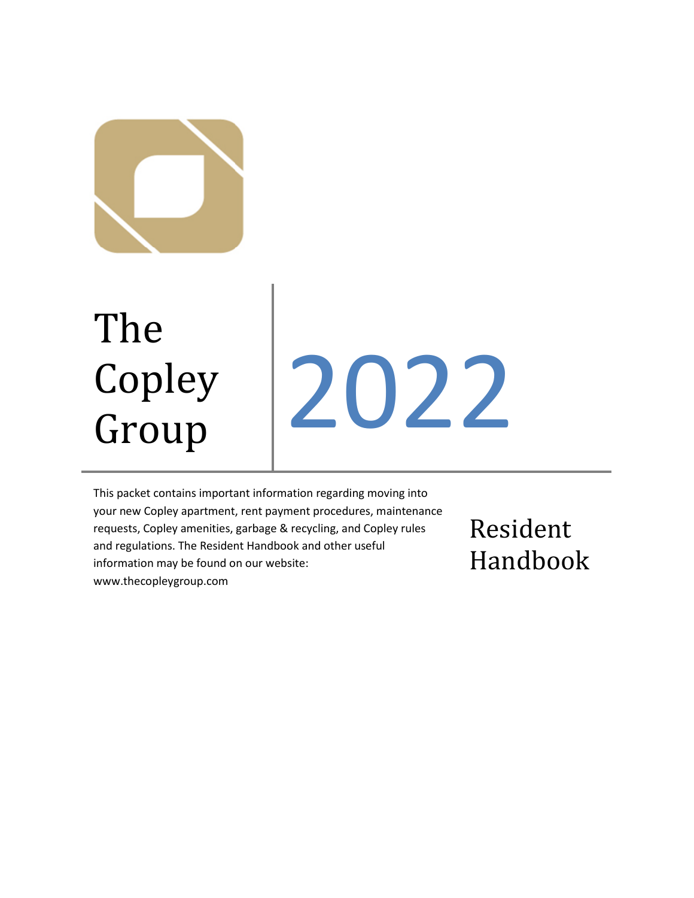# The Copley Group

# 2022

This packet contains important information regarding moving into your new Copley apartment, rent payment procedures, maintenance requests, Copley amenities, garbage & recycling, and Copley rules and regulations. The Resident Handbook and other useful information may be found on our website: www.thecopleygroup.com

## Resident Handbook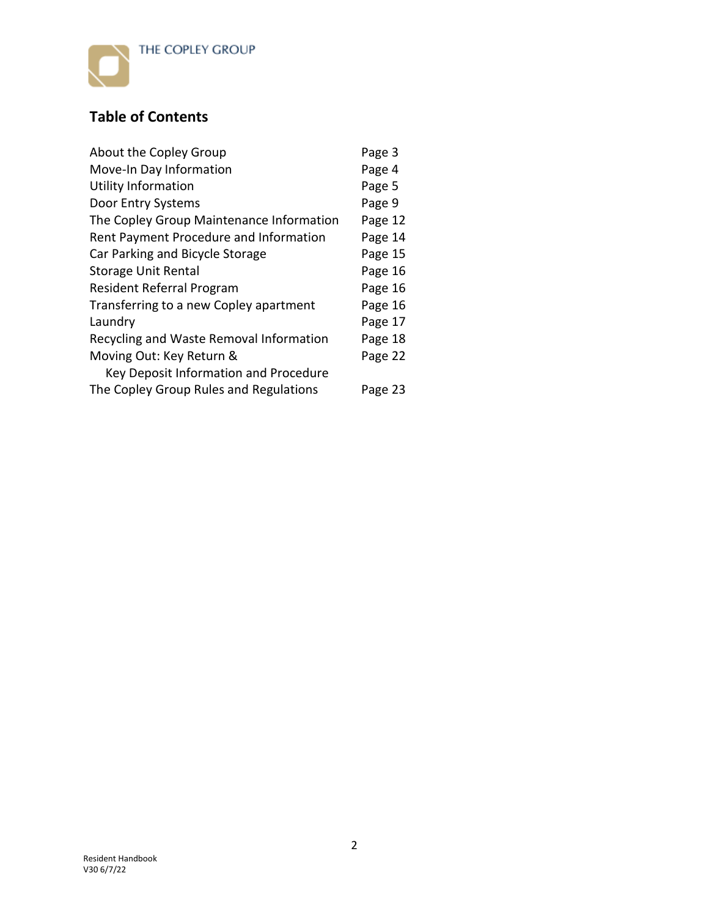THE COPLEY GROUP

## Table of Contents

| | |
|---|---|
| About the Copley Group | Page 3 |
| Move-In Day Information | Page 4 |
| Utility Information | Page 5 |
| Door Entry Systems | Page 9 |
| The Copley Group Maintenance Information | Page 12 |
| Rent Payment Procedure and Information | Page 14 |
| Car Parking and Bicycle Storage | Page 15 |
| Storage Unit Rental | Page 16 |
| Resident Referral Program | Page 16 |
| Transferring to a new Copley apartment | Page 16 |
| Laundry | Page 17 |
| Recycling and Waste Removal Information | Page 18 |
| Moving Out: Key Return & Key Deposit Information and Procedure | Page 22 |
| The Copley Group Rules and Regulations | Page 23 |

Resident Handbook
V30 6/7/22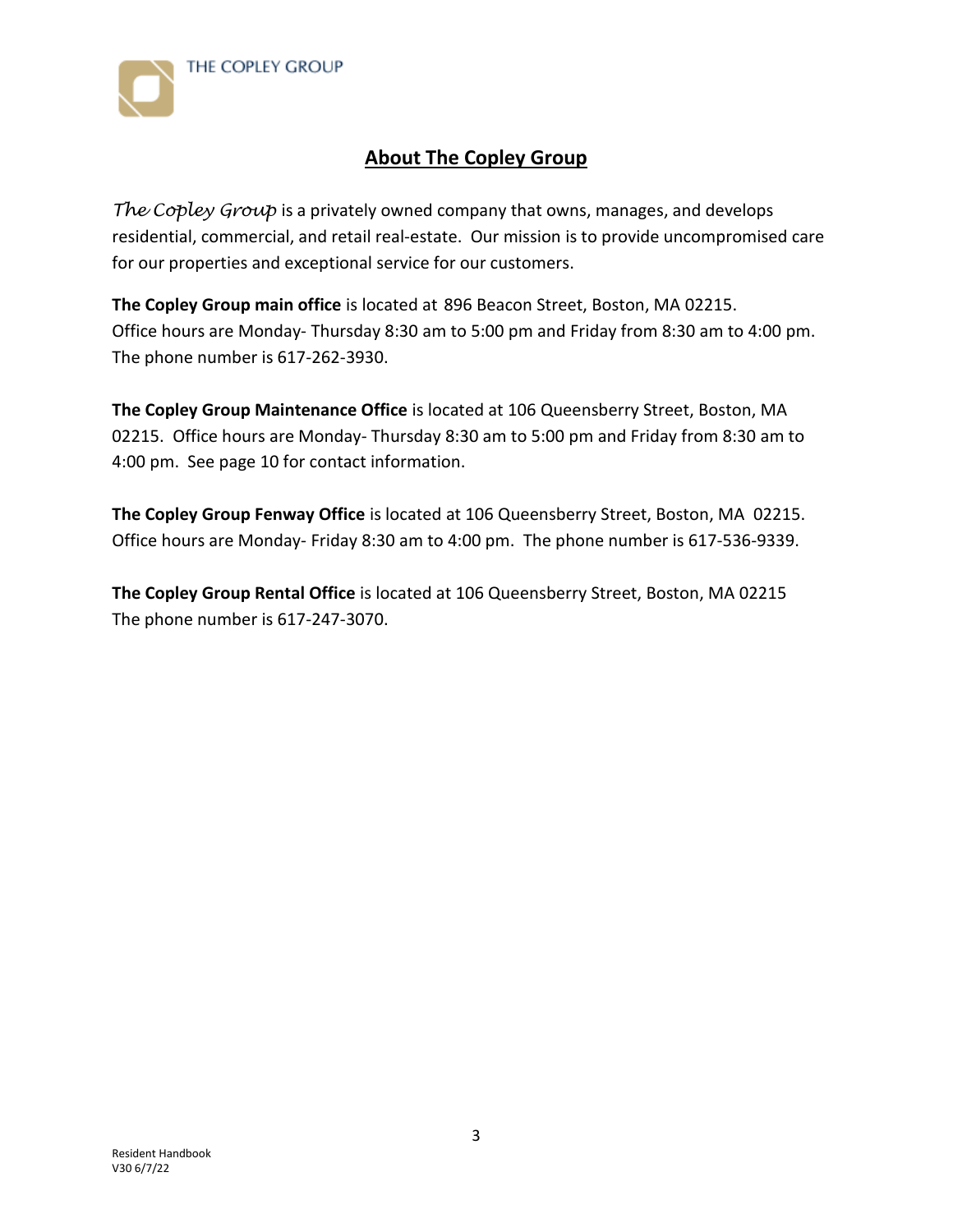## About The Copley Group

*The Copley Group* is a privately owned company that owns, manages, and develops residential, commercial, and retail real-estate. Our mission is to provide uncompromised care for our properties and exceptional service for our customers.

**The Copley Group main office** is located at 896 Beacon Street, Boston, MA 02215. Office hours are Monday- Thursday 8:30 am to 5:00 pm and Friday from 8:30 am to 4:00 pm. The phone number is 617-262-3930.

**The Copley Group Maintenance Office** is located at 106 Queensberry Street, Boston, MA 02215. Office hours are Monday- Thursday 8:30 am to 5:00 pm and Friday from 8:30 am to 4:00 pm. See page 10 for contact information.

**The Copley Group Fenway Office** is located at 106 Queensberry Street, Boston, MA 02215. Office hours are Monday- Friday 8:30 am to 4:00 pm. The phone number is 617-536-9339.

**The Copley Group Rental Office** is located at 106 Queensberry Street, Boston, MA 02215 The phone number is 617-247-3070.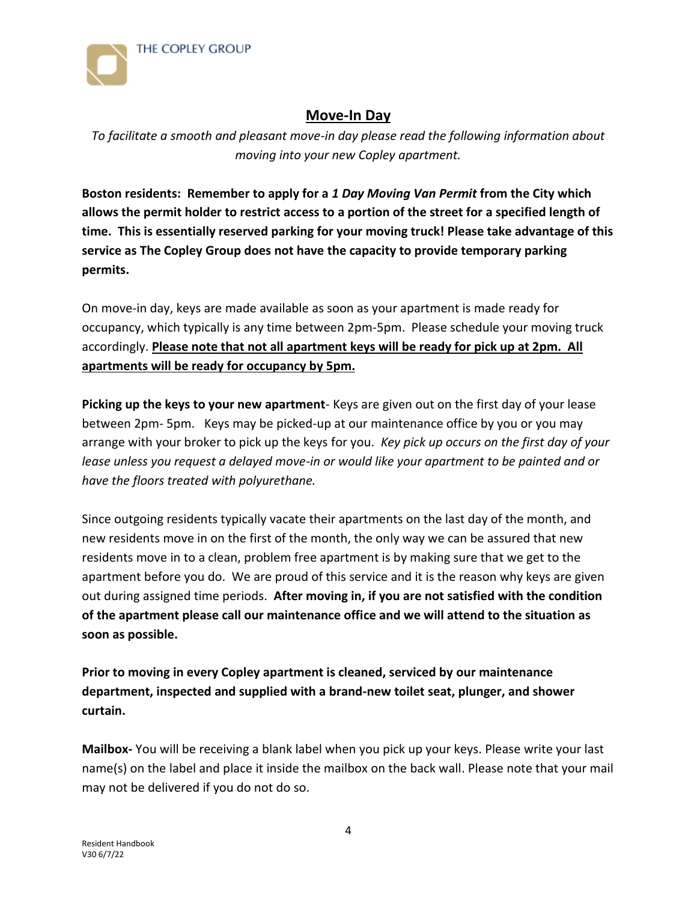## Move-In Day

*To facilitate a smooth and pleasant move-in day please read the following information about moving into your new Copley apartment.*

**Boston residents: Remember to apply for a *1 Day Moving Van Permit* from the City which allows the permit holder to restrict access to a portion of the street for a specified length of time. This is essentially reserved parking for your moving truck! Please take advantage of this service as The Copley Group does not have the capacity to provide temporary parking permits.**

On move-in day, keys are made available as soon as your apartment is made ready for occupancy, which typically is any time between 2pm-5pm. Please schedule your moving truck accordingly. **<u>Please note that not all apartment keys will be ready for pick up at 2pm. All apartments will be ready for occupancy by 5pm.</u>**

**Picking up the keys to your new apartment**- Keys are given out on the first day of your lease between 2pm- 5pm. Keys may be picked-up at our maintenance office by you or you may arrange with your broker to pick up the keys for you. *Key pick up occurs on the first day of your lease unless you request a delayed move-in or would like your apartment to be painted and or have the floors treated with polyurethane.*

Since outgoing residents typically vacate their apartments on the last day of the month, and new residents move in on the first of the month, the only way we can be assured that new residents move in to a clean, problem free apartment is by making sure that we get to the apartment before you do. We are proud of this service and it is the reason why keys are given out during assigned time periods. **After moving in, if you are not satisfied with the condition of the apartment please call our maintenance office and we will attend to the situation as soon as possible.**

**Prior to moving in every Copley apartment is cleaned, serviced by our maintenance department, inspected and supplied with a brand-new toilet seat, plunger, and shower curtain.**

**Mailbox-** You will be receiving a blank label when you pick up your keys. Please write your last name(s) on the label and place it inside the mailbox on the back wall. Please note that your mail may not be delivered if you do not do so.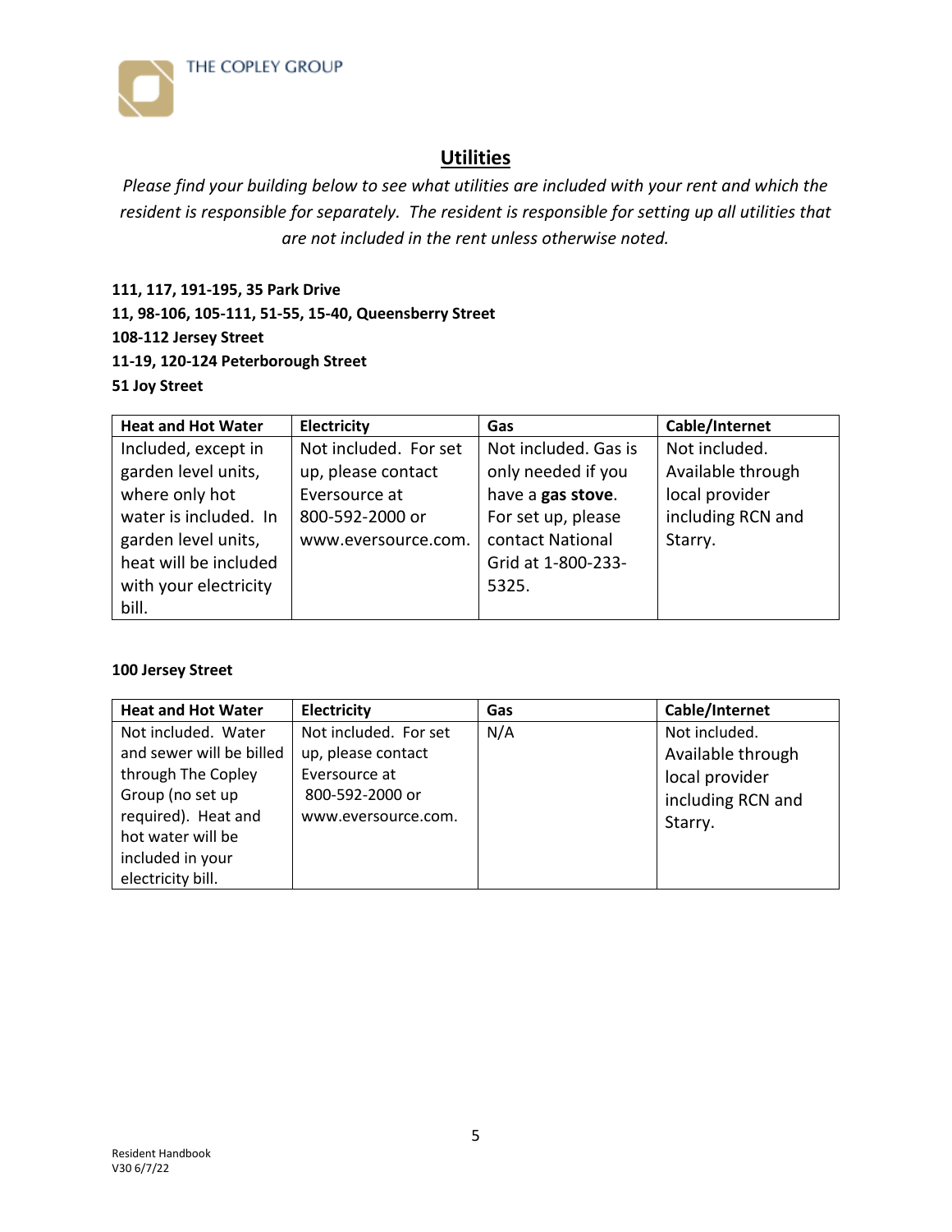# Utilities

*Please find your building below to see what utilities are included with your rent and which the resident is responsible for separately. The resident is responsible for setting up all utilities that are not included in the rent unless otherwise noted.*

**111, 117, 191-195, 35 Park Drive**
**11, 98-106, 105-111, 51-55, 15-40, Queensberry Street**
**108-112 Jersey Street**
**11-19, 120-124 Peterborough Street**
**51 Joy Street**

| Heat and Hot Water | Electricity | Gas | Cable/Internet |
|---|---|---|---|
| Included, except in garden level units, where only hot water is included. In garden level units, heat will be included with your electricity bill. | Not included. For set up, please contact Eversource at 800-592-2000 or www.eversource.com. | Not included. Gas is only needed if you have a **gas stove**. For set up, please contact National Grid at 1-800-233-5325. | Not included. Available through local provider including RCN and Starry. |

**100 Jersey Street**

| Heat and Hot Water | Electricity | Gas | Cable/Internet |
|---|---|---|---|
| Not included. Water and sewer will be billed through The Copley Group (no set up required). Heat and hot water will be included in your electricity bill. | Not included. For set up, please contact Eversource at 800-592-2000 or www.eversource.com. | N/A | Not included. Available through local provider including RCN and Starry. |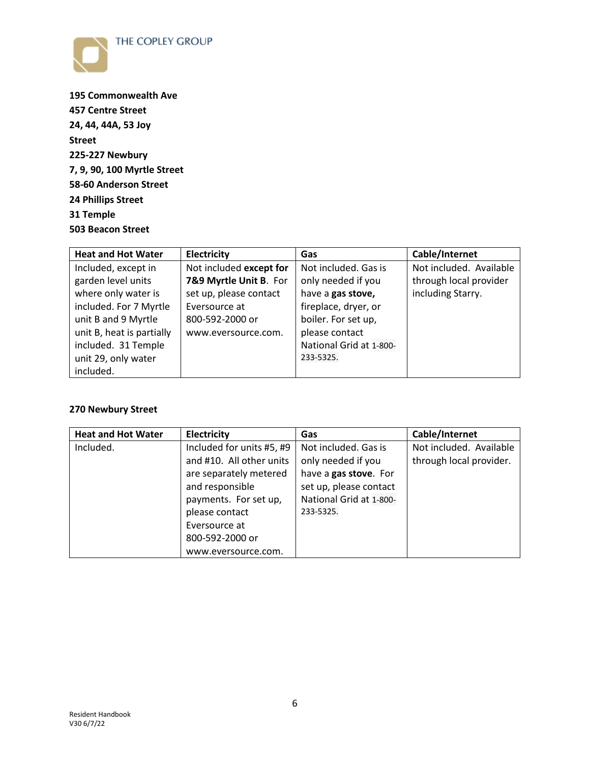**195 Commonwealth Ave**
**457 Centre Street**
**24, 44, 44A, 53 Joy Street**
**225-227 Newbury**
**7, 9, 90, 100 Myrtle Street**
**58-60 Anderson Street**
**24 Phillips Street**
**31 Temple**
**503 Beacon Street**

| Heat and Hot Water | Electricity | Gas | Cable/Internet |
|---|---|---|---|
| Included, except in garden level units where only water is included. For 7 Myrtle unit B and 9 Myrtle unit B, heat is partially included. 31 Temple unit 29, only water included. | Not included **except for 7&9 Myrtle Unit B**. For set up, please contact Eversource at 800-592-2000 or www.eversource.com. | Not included. Gas is only needed if you have a **gas stove,** fireplace, dryer, or boiler. For set up, please contact National Grid at 1-800-233-5325. | Not included. Available through local provider including Starry. |

**270 Newbury Street**

| Heat and Hot Water | Electricity | Gas | Cable/Internet |
|---|---|---|---|
| Included. | Included for units #5, #9 and #10. All other units are separately metered and responsible payments. For set up, please contact Eversource at 800-592-2000 or www.eversource.com. | Not included. Gas is only needed if you have a **gas stove**. For set up, please contact National Grid at 1-800-233-5325. | Not included. Available through local provider. |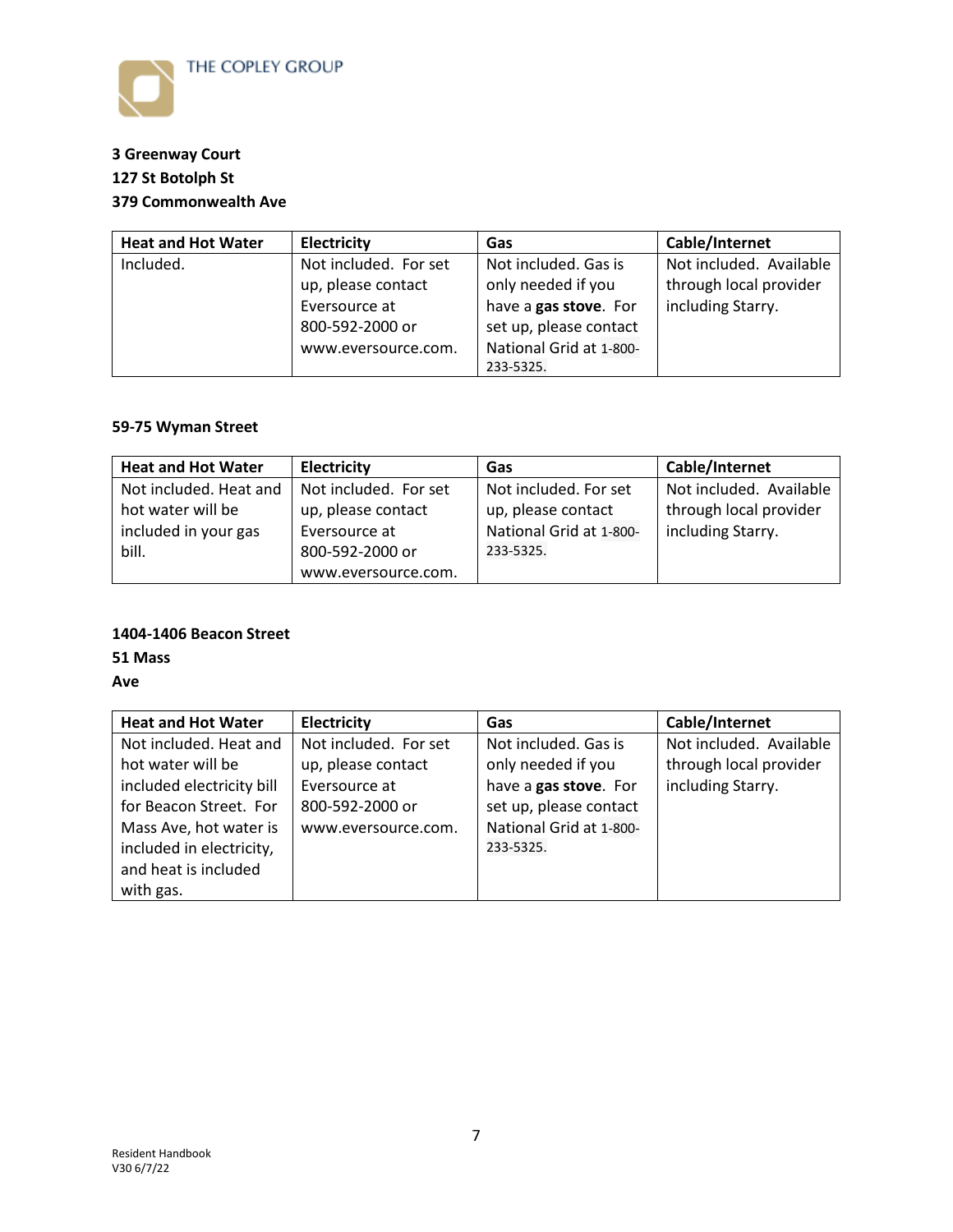**3 Greenway Court**
**127 St Botolph St**
**379 Commonwealth Ave**

| Heat and Hot Water | Electricity | Gas | Cable/Internet |
|---|---|---|---|
| Included. | Not included. For set up, please contact Eversource at 800-592-2000 or www.eversource.com. | Not included. Gas is only needed if you have a **gas stove**. For set up, please contact National Grid at 1-800-233-5325. | Not included. Available through local provider including Starry. |

**59-75 Wyman Street**

| Heat and Hot Water | Electricity | Gas | Cable/Internet |
|---|---|---|---|
| Not included. Heat and hot water will be included in your gas bill. | Not included. For set up, please contact Eversource at 800-592-2000 or www.eversource.com. | Not included. For set up, please contact National Grid at 1-800-233-5325. | Not included. Available through local provider including Starry. |

**1404-1406 Beacon Street**
**51 Mass Ave**

| Heat and Hot Water | Electricity | Gas | Cable/Internet |
|---|---|---|---|
| Not included. Heat and hot water will be included electricity bill for Beacon Street. For Mass Ave, hot water is included in electricity, and heat is included with gas. | Not included. For set up, please contact Eversource at 800-592-2000 or www.eversource.com. | Not included. Gas is only needed if you have a **gas stove**. For set up, please contact National Grid at 1-800-233-5325. | Not included. Available through local provider including Starry. |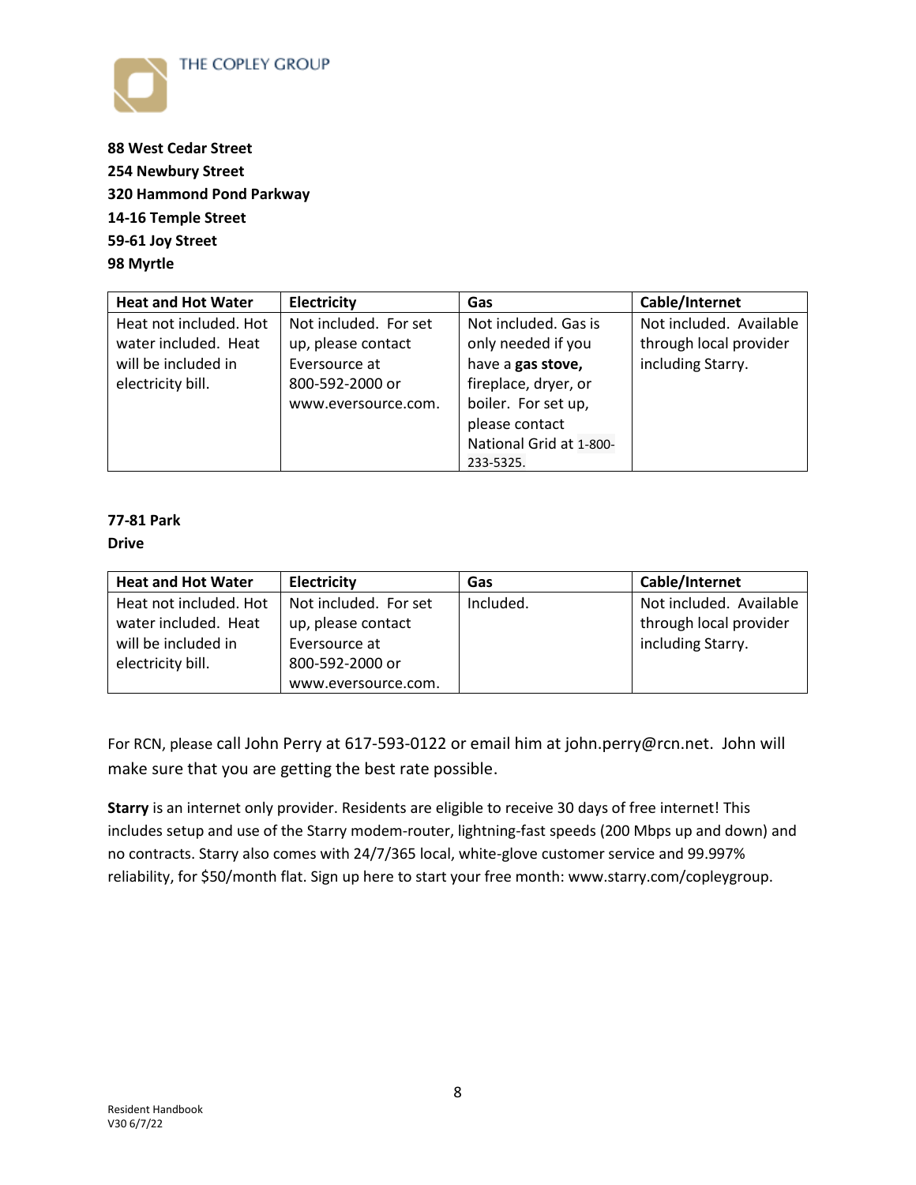**88 West Cedar Street**
**254 Newbury Street**
**320 Hammond Pond Parkway**
**14-16 Temple Street**
**59-61 Joy Street**
**98 Myrtle**

| Heat and Hot Water | Electricity | Gas | Cable/Internet |
|---|---|---|---|
| Heat not included. Hot water included. Heat will be included in electricity bill. | Not included. For set up, please contact Eversource at 800-592-2000 or www.eversource.com. | Not included. Gas is only needed if you have a **gas stove,** fireplace, dryer, or boiler. For set up, please contact National Grid at 1-800-233-5325. | Not included. Available through local provider including Starry. |

**77-81 Park Drive**

| Heat and Hot Water | Electricity | Gas | Cable/Internet |
|---|---|---|---|
| Heat not included. Hot water included. Heat will be included in electricity bill. | Not included. For set up, please contact Eversource at 800-592-2000 or www.eversource.com. | Included. | Not included. Available through local provider including Starry. |

For RCN, please call John Perry at 617-593-0122 or email him at john.perry@rcn.net. John will make sure that you are getting the best rate possible.

**Starry** is an internet only provider. Residents are eligible to receive 30 days of free internet! This includes setup and use of the Starry modem-router, lightning-fast speeds (200 Mbps up and down) and no contracts. Starry also comes with 24/7/365 local, white-glove customer service and 99.997% reliability, for $50/month flat. Sign up here to start your free month: www.starry.com/copleygroup.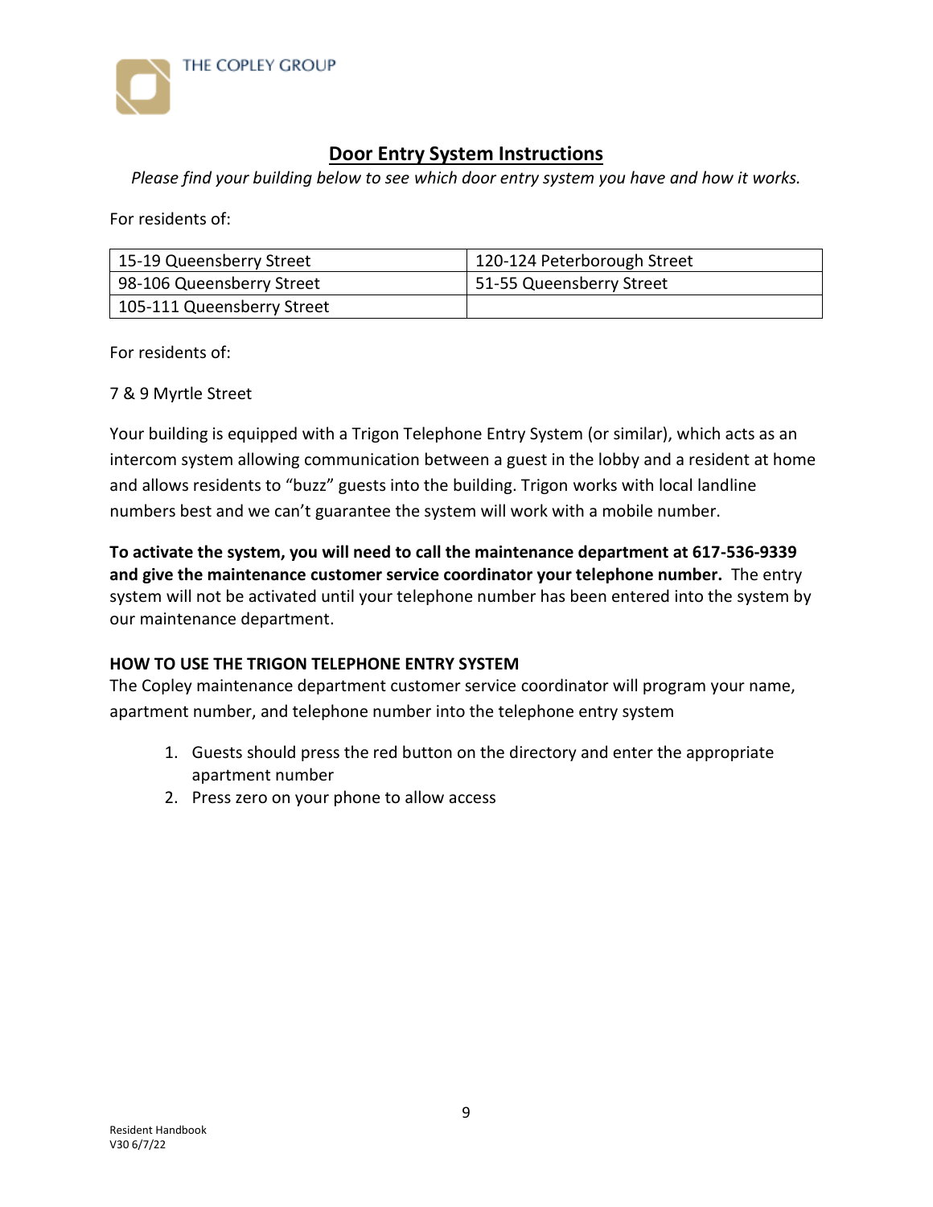THE COPLEY GROUP

## Door Entry System Instructions

*Please find your building below to see which door entry system you have and how it works.*

For residents of:

| 15-19 Queensberry Street | 120-124 Peterborough Street |
|---|---|
| 98-106 Queensberry Street | 51-55 Queensberry Street |
| 105-111 Queensberry Street | |

For residents of:

7 & 9 Myrtle Street

Your building is equipped with a Trigon Telephone Entry System (or similar), which acts as an intercom system allowing communication between a guest in the lobby and a resident at home and allows residents to "buzz" guests into the building. Trigon works with local landline numbers best and we can't guarantee the system will work with a mobile number.

**To activate the system, you will need to call the maintenance department at 617-536-9339 and give the maintenance customer service coordinator your telephone number.** The entry system will not be activated until your telephone number has been entered into the system by our maintenance department.

**HOW TO USE THE TRIGON TELEPHONE ENTRY SYSTEM**

The Copley maintenance department customer service coordinator will program your name, apartment number, and telephone number into the telephone entry system

1. Guests should press the red button on the directory and enter the appropriate apartment number
2. Press zero on your phone to allow access

Resident Handbook
V30 6/7/22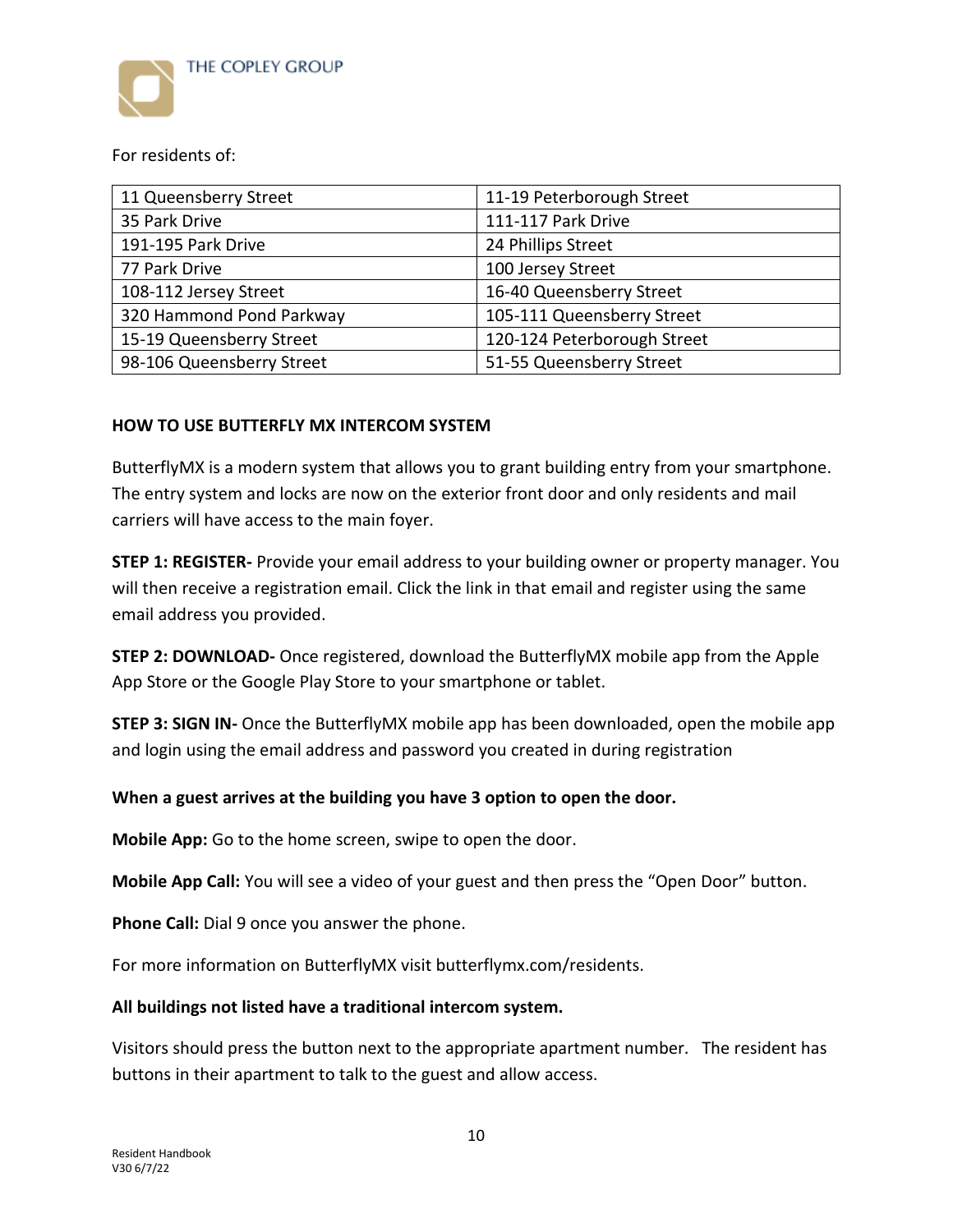THE COPLEY GROUP

For residents of:

| 11 Queensberry Street | 11-19 Peterborough Street |
|---|---|
| 35 Park Drive | 111-117 Park Drive |
| 191-195 Park Drive | 24 Phillips Street |
| 77 Park Drive | 100 Jersey Street |
| 108-112 Jersey Street | 16-40 Queensberry Street |
| 320 Hammond Pond Parkway | 105-111 Queensberry Street |
| 15-19 Queensberry Street | 120-124 Peterborough Street |
| 98-106 Queensberry Street | 51-55 Queensberry Street |

**HOW TO USE BUTTERFLY MX INTERCOM SYSTEM**

ButterflyMX is a modern system that allows you to grant building entry from your smartphone. The entry system and locks are now on the exterior front door and only residents and mail carriers will have access to the main foyer.

**STEP 1: REGISTER-** Provide your email address to your building owner or property manager. You will then receive a registration email. Click the link in that email and register using the same email address you provided.

**STEP 2: DOWNLOAD-** Once registered, download the ButterflyMX mobile app from the Apple App Store or the Google Play Store to your smartphone or tablet.

**STEP 3: SIGN IN-** Once the ButterflyMX mobile app has been downloaded, open the mobile app and login using the email address and password you created in during registration

**When a guest arrives at the building you have 3 option to open the door.**

**Mobile App:** Go to the home screen, swipe to open the door.

**Mobile App Call:** You will see a video of your guest and then press the "Open Door" button.

**Phone Call:** Dial 9 once you answer the phone.

For more information on ButterflyMX visit butterflymx.com/residents.

**All buildings not listed have a traditional intercom system.**

Visitors should press the button next to the appropriate apartment number. The resident has buttons in their apartment to talk to the guest and allow access.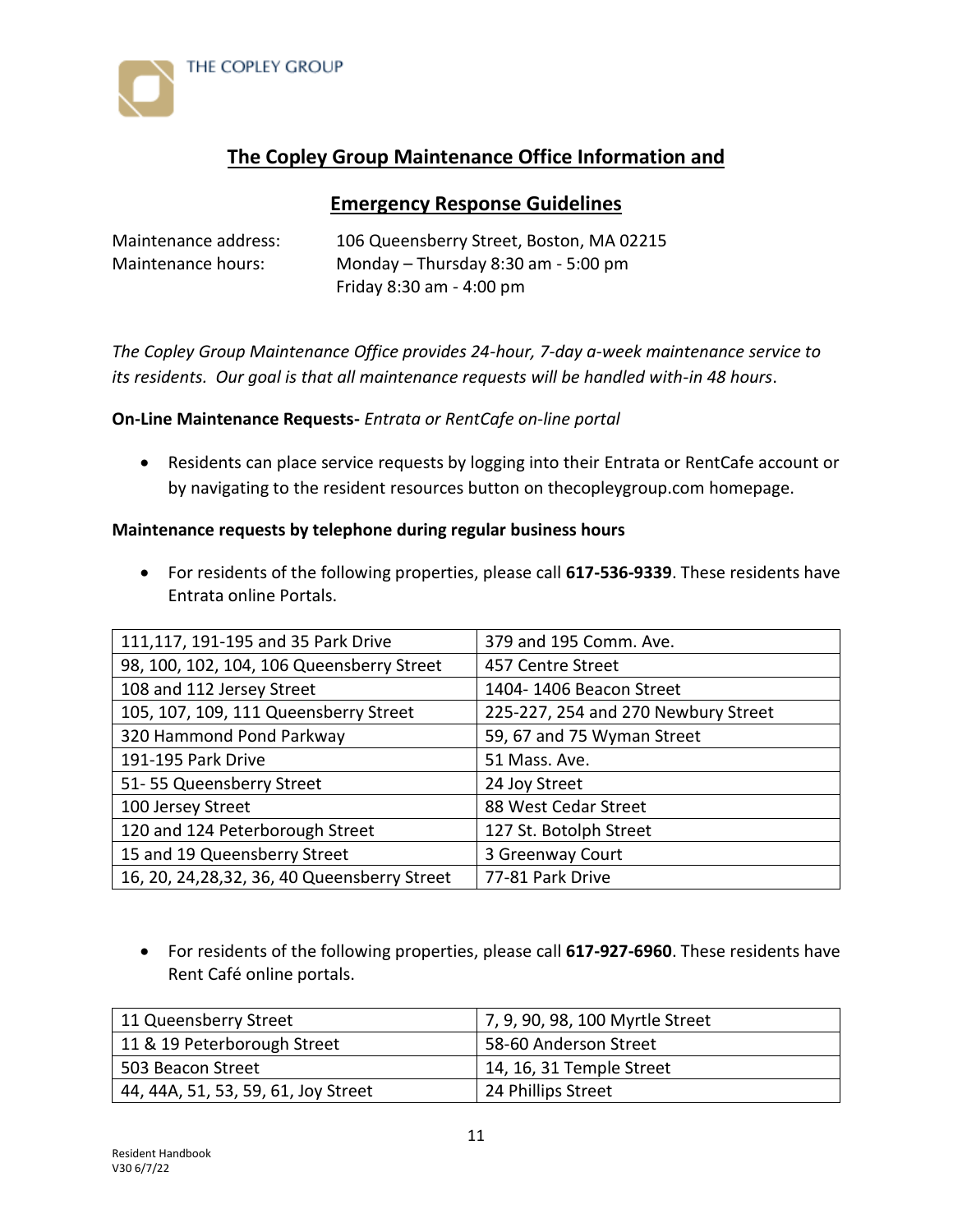## The Copley Group Maintenance Office Information and Emergency Response Guidelines

Maintenance address: 106 Queensberry Street, Boston, MA 02215
Maintenance hours: Monday – Thursday 8:30 am - 5:00 pm
Friday 8:30 am - 4:00 pm

*The Copley Group Maintenance Office provides 24-hour, 7-day a-week maintenance service to its residents. Our goal is that all maintenance requests will be handled with-in 48 hours*.

**On-Line Maintenance Requests-** *Entrata or RentCafe on-line portal*

- Residents can place service requests by logging into their Entrata or RentCafe account or by navigating to the resident resources button on thecopleygroup.com homepage.

**Maintenance requests by telephone during regular business hours**

- For residents of the following properties, please call **617-536-9339**. These residents have Entrata online Portals.

| | |
|---|---|
| 111,117, 191-195 and 35 Park Drive | 379 and 195 Comm. Ave. |
| 98, 100, 102, 104, 106 Queensberry Street | 457 Centre Street |
| 108 and 112 Jersey Street | 1404- 1406 Beacon Street |
| 105, 107, 109, 111 Queensberry Street | 225-227, 254 and 270 Newbury Street |
| 320 Hammond Pond Parkway | 59, 67 and 75 Wyman Street |
| 191-195 Park Drive | 51 Mass. Ave. |
| 51- 55 Queensberry Street | 24 Joy Street |
| 100 Jersey Street | 88 West Cedar Street |
| 120 and 124 Peterborough Street | 127 St. Botolph Street |
| 15 and 19 Queensberry Street | 3 Greenway Court |
| 16, 20, 24,28,32, 36, 40 Queensberry Street | 77-81 Park Drive |

- For residents of the following properties, please call **617-927-6960**. These residents have Rent Café online portals.

| | |
|---|---|
| 11 Queensberry Street | 7, 9, 90, 98, 100 Myrtle Street |
| 11 & 19 Peterborough Street | 58-60 Anderson Street |
| 503 Beacon Street | 14, 16, 31 Temple Street |
| 44, 44A, 51, 53, 59, 61, Joy Street | 24 Phillips Street |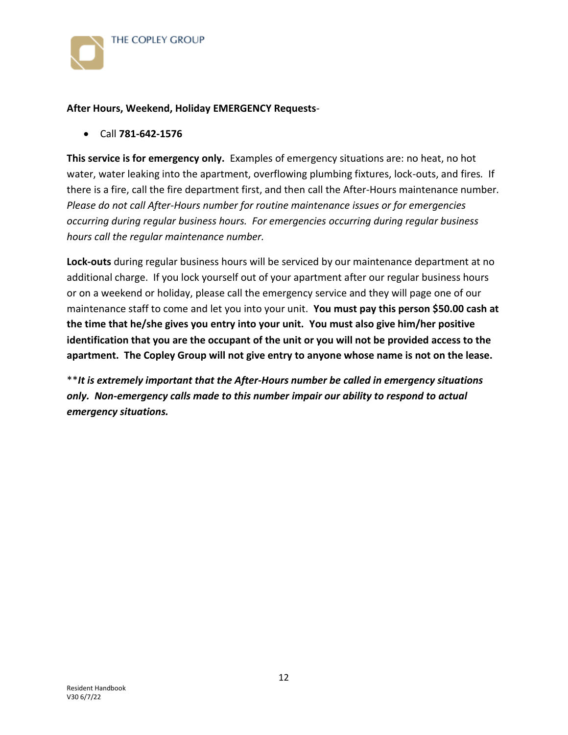**After Hours, Weekend, Holiday EMERGENCY Requests**-

- Call **781-642-1576**

**This service is for emergency only.** Examples of emergency situations are: no heat, no hot water, water leaking into the apartment, overflowing plumbing fixtures, lock-outs, and fires. If there is a fire, call the fire department first, and then call the After-Hours maintenance number. *Please do not call After-Hours number for routine maintenance issues or for emergencies occurring during regular business hours. For emergencies occurring during regular business hours call the regular maintenance number.*

**Lock-outs** during regular business hours will be serviced by our maintenance department at no additional charge. If you lock yourself out of your apartment after our regular business hours or on a weekend or holiday, please call the emergency service and they will page one of our maintenance staff to come and let you into your unit. **You must pay this person $50.00 cash at the time that he/she gives you entry into your unit. You must also give him/her positive identification that you are the occupant of the unit or you will not be provided access to the apartment. The Copley Group will not give entry to anyone whose name is not on the lease.**

\*\****It is extremely important that the After-Hours number be called in emergency situations only. Non-emergency calls made to this number impair our ability to respond to actual emergency situations.***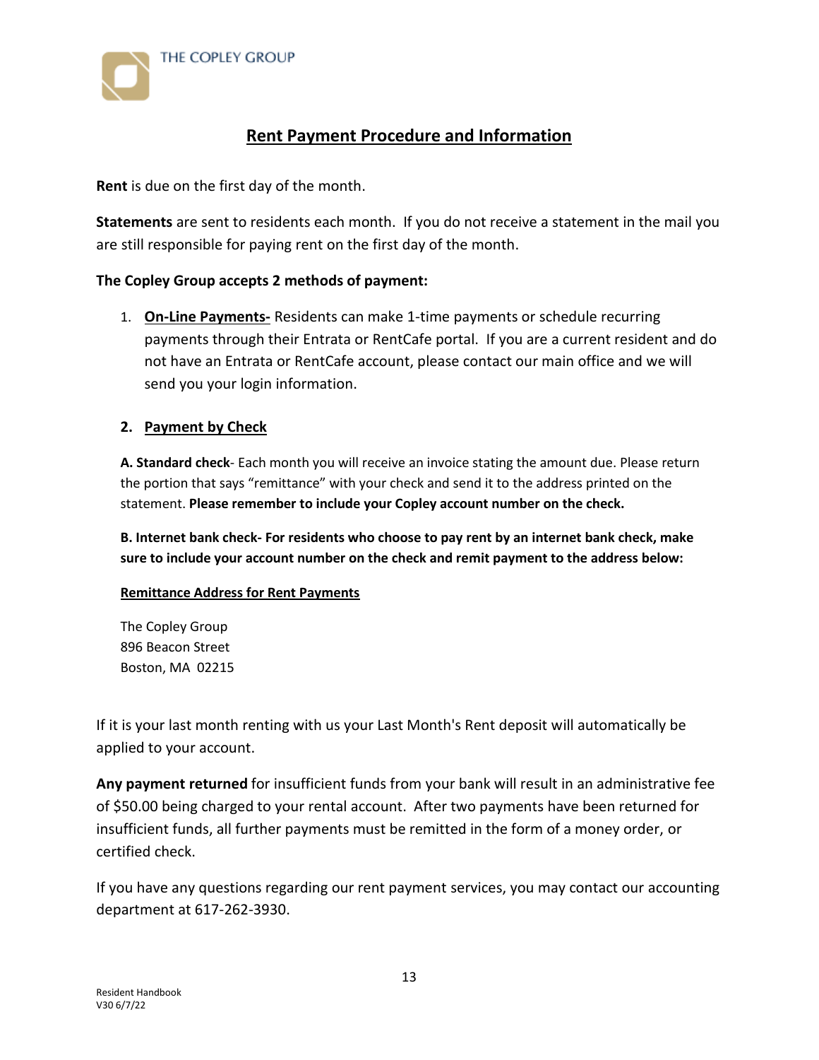THE COPLEY GROUP

## Rent Payment Procedure and Information

**Rent** is due on the first day of the month.

**Statements** are sent to residents each month. If you do not receive a statement in the mail you are still responsible for paying rent on the first day of the month.

**The Copley Group accepts 2 methods of payment:**

1. **On-Line Payments-** Residents can make 1-time payments or schedule recurring payments through their Entrata or RentCafe portal. If you are a current resident and do not have an Entrata or RentCafe account, please contact our main office and we will send you your login information.

2. **Payment by Check**

   **A. Standard check**- Each month you will receive an invoice stating the amount due. Please return the portion that says "remittance" with your check and send it to the address printed on the statement. **Please remember to include your Copley account number on the check.**

   **B. Internet bank check- For residents who choose to pay rent by an internet bank check, make sure to include your account number on the check and remit payment to the address below:**

   **Remittance Address for Rent Payments**

   The Copley Group
   896 Beacon Street
   Boston, MA 02215

If it is your last month renting with us your Last Month's Rent deposit will automatically be applied to your account.

**Any payment returned** for insufficient funds from your bank will result in an administrative fee of $50.00 being charged to your rental account. After two payments have been returned for insufficient funds, all further payments must be remitted in the form of a money order, or certified check.

If you have any questions regarding our rent payment services, you may contact our accounting department at 617-262-3930.

Resident Handbook
V30 6/7/22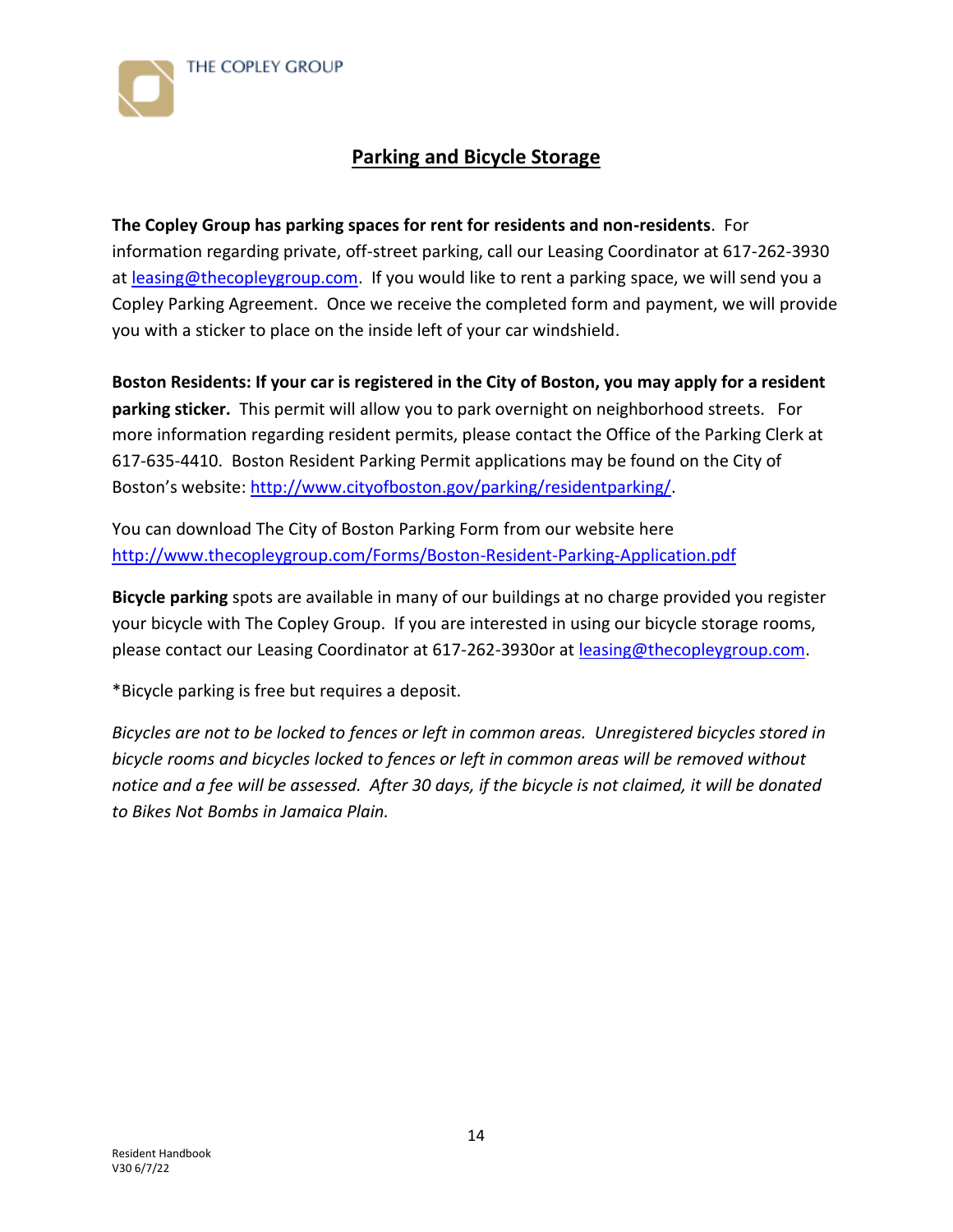## Parking and Bicycle Storage

**The Copley Group has parking spaces for rent for residents and non-residents**. For information regarding private, off-street parking, call our Leasing Coordinator at 617-262-3930 at leasing@thecopleygroup.com. If you would like to rent a parking space, we will send you a Copley Parking Agreement. Once we receive the completed form and payment, we will provide you with a sticker to place on the inside left of your car windshield.

**Boston Residents: If your car is registered in the City of Boston, you may apply for a resident parking sticker.** This permit will allow you to park overnight on neighborhood streets. For more information regarding resident permits, please contact the Office of the Parking Clerk at 617-635-4410. Boston Resident Parking Permit applications may be found on the City of Boston's website: http://www.cityofboston.gov/parking/residentparking/.

You can download The City of Boston Parking Form from our website here http://www.thecopleygroup.com/Forms/Boston-Resident-Parking-Application.pdf

**Bicycle parking** spots are available in many of our buildings at no charge provided you register your bicycle with The Copley Group. If you are interested in using our bicycle storage rooms, please contact our Leasing Coordinator at 617-262-3930or at leasing@thecopleygroup.com.

*Bicycle parking is free but requires a deposit.

*Bicycles are not to be locked to fences or left in common areas. Unregistered bicycles stored in bicycle rooms and bicycles locked to fences or left in common areas will be removed without notice and a fee will be assessed. After 30 days, if the bicycle is not claimed, it will be donated to Bikes Not Bombs in Jamaica Plain.*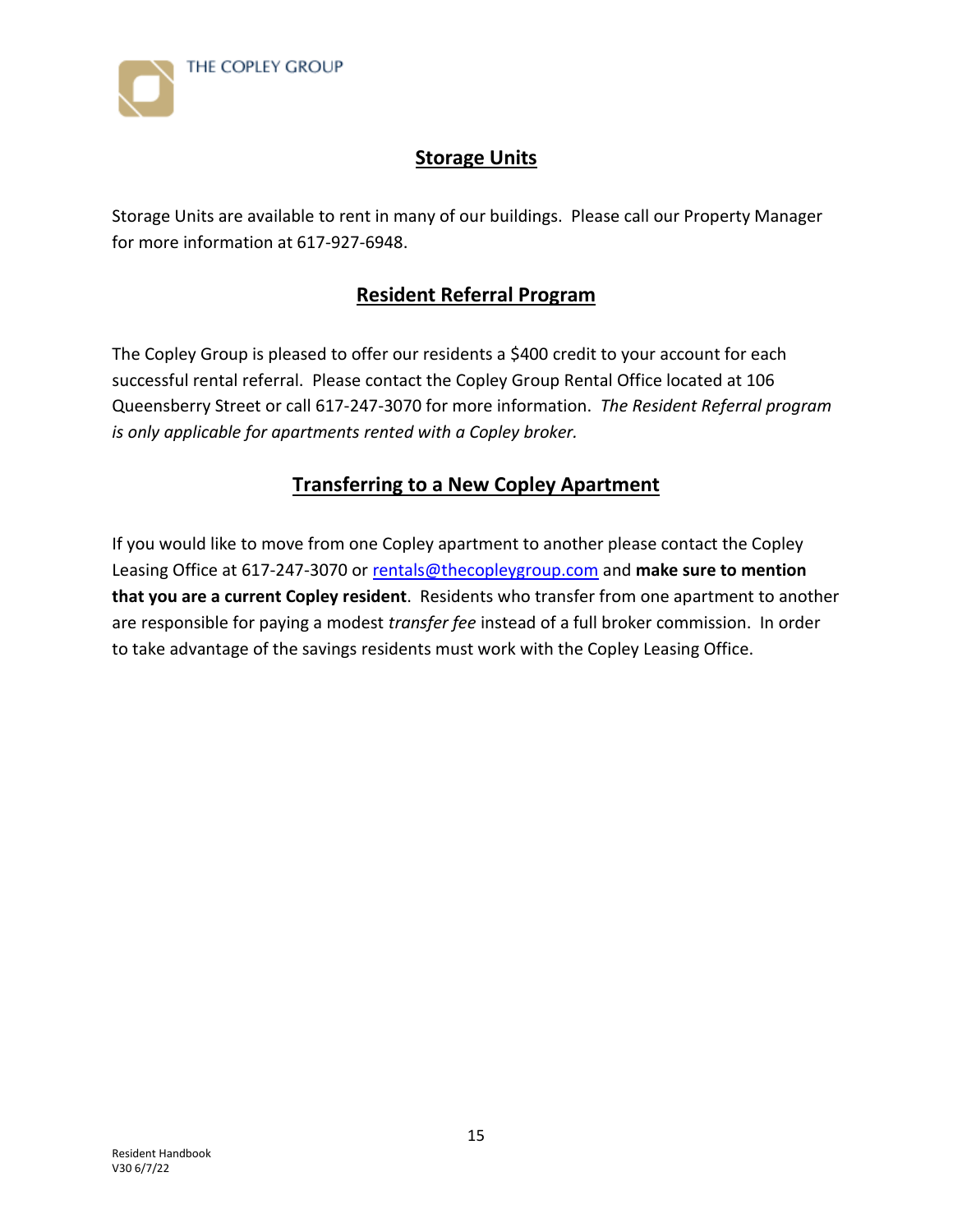## Storage Units

Storage Units are available to rent in many of our buildings. Please call our Property Manager for more information at 617-927-6948.

## Resident Referral Program

The Copley Group is pleased to offer our residents a $400 credit to your account for each successful rental referral. Please contact the Copley Group Rental Office located at 106 Queensberry Street or call 617-247-3070 for more information. *The Resident Referral program is only applicable for apartments rented with a Copley broker.*

## Transferring to a New Copley Apartment

If you would like to move from one Copley apartment to another please contact the Copley Leasing Office at 617-247-3070 or rentals@thecopleygroup.com and **make sure to mention that you are a current Copley resident**. Residents who transfer from one apartment to another are responsible for paying a modest *transfer fee* instead of a full broker commission. In order to take advantage of the savings residents must work with the Copley Leasing Office.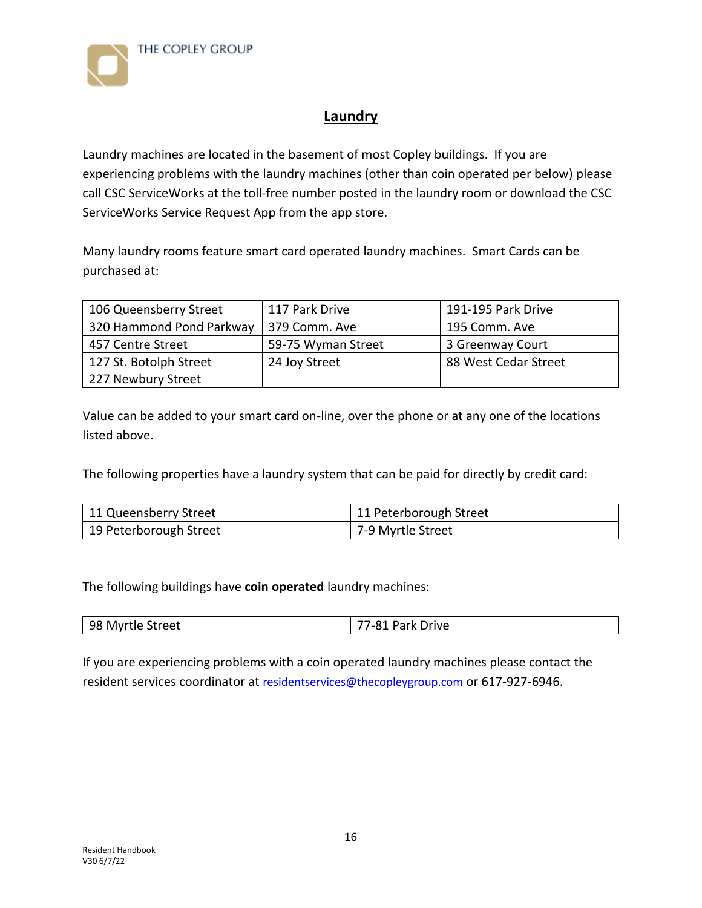## Laundry

Laundry machines are located in the basement of most Copley buildings. If you are experiencing problems with the laundry machines (other than coin operated per below) please call CSC ServiceWorks at the toll-free number posted in the laundry room or download the CSC ServiceWorks Service Request App from the app store.

Many laundry rooms feature smart card operated laundry machines. Smart Cards can be purchased at:

| | | |
|---|---|---|
| 106 Queensberry Street | 117 Park Drive | 191-195 Park Drive |
| 320 Hammond Pond Parkway | 379 Comm. Ave | 195 Comm. Ave |
| 457 Centre Street | 59-75 Wyman Street | 3 Greenway Court |
| 127 St. Botolph Street | 24 Joy Street | 88 West Cedar Street |
| 227 Newbury Street | | |

Value can be added to your smart card on-line, over the phone or at any one of the locations listed above.

The following properties have a laundry system that can be paid for directly by credit card:

| | |
|---|---|
| 11 Queensberry Street | 11 Peterborough Street |
| 19 Peterborough Street | 7-9 Myrtle Street |

The following buildings have **coin operated** laundry machines:

| | |
|---|---|
| 98 Myrtle Street | 77-81 Park Drive |

If you are experiencing problems with a coin operated laundry machines please contact the resident services coordinator at residentservices@thecopleygroup.com or 617-927-6946.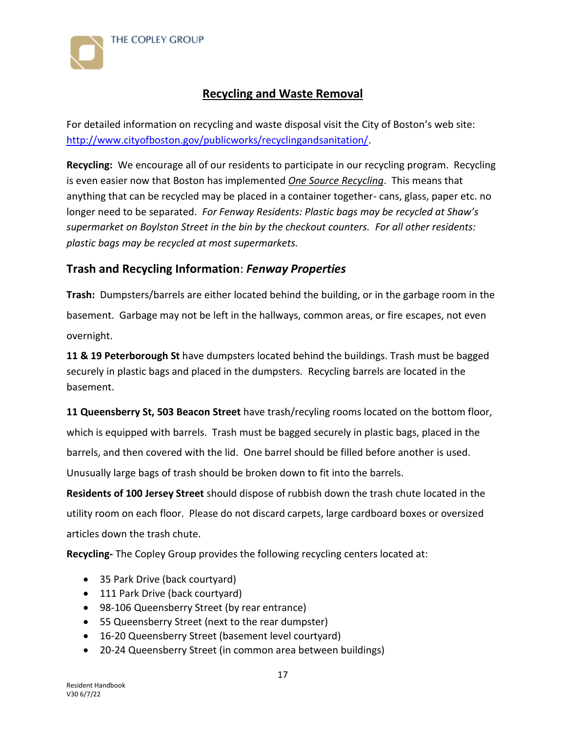## Recycling and Waste Removal

For detailed information on recycling and waste disposal visit the City of Boston's web site: http://www.cityofboston.gov/publicworks/recyclingandsanitation/.

**Recycling:** We encourage all of our residents to participate in our recycling program. Recycling is even easier now that Boston has implemented ***One Source Recycling***. This means that anything that can be recycled may be placed in a container together- cans, glass, paper etc. no longer need to be separated. *For Fenway Residents: Plastic bags may be recycled at Shaw's supermarket on Boylston Street in the bin by the checkout counters. For all other residents: plastic bags may be recycled at most supermarkets.*

### Trash and Recycling Information: *Fenway Properties*

**Trash:** Dumpsters/barrels are either located behind the building, or in the garbage room in the basement. Garbage may not be left in the hallways, common areas, or fire escapes, not even overnight.

**11 & 19 Peterborough St** have dumpsters located behind the buildings. Trash must be bagged securely in plastic bags and placed in the dumpsters. Recycling barrels are located in the basement.

**11 Queensberry St, 503 Beacon Street** have trash/recyling rooms located on the bottom floor, which is equipped with barrels. Trash must be bagged securely in plastic bags, placed in the barrels, and then covered with the lid. One barrel should be filled before another is used. Unusually large bags of trash should be broken down to fit into the barrels.

**Residents of 100 Jersey Street** should dispose of rubbish down the trash chute located in the utility room on each floor. Please do not discard carpets, large cardboard boxes or oversized articles down the trash chute.

**Recycling-** The Copley Group provides the following recycling centers located at:

- 35 Park Drive (back courtyard)
- 111 Park Drive (back courtyard)
- 98-106 Queensberry Street (by rear entrance)
- 55 Queensberry Street (next to the rear dumpster)
- 16-20 Queensberry Street (basement level courtyard)
- 20-24 Queensberry Street (in common area between buildings)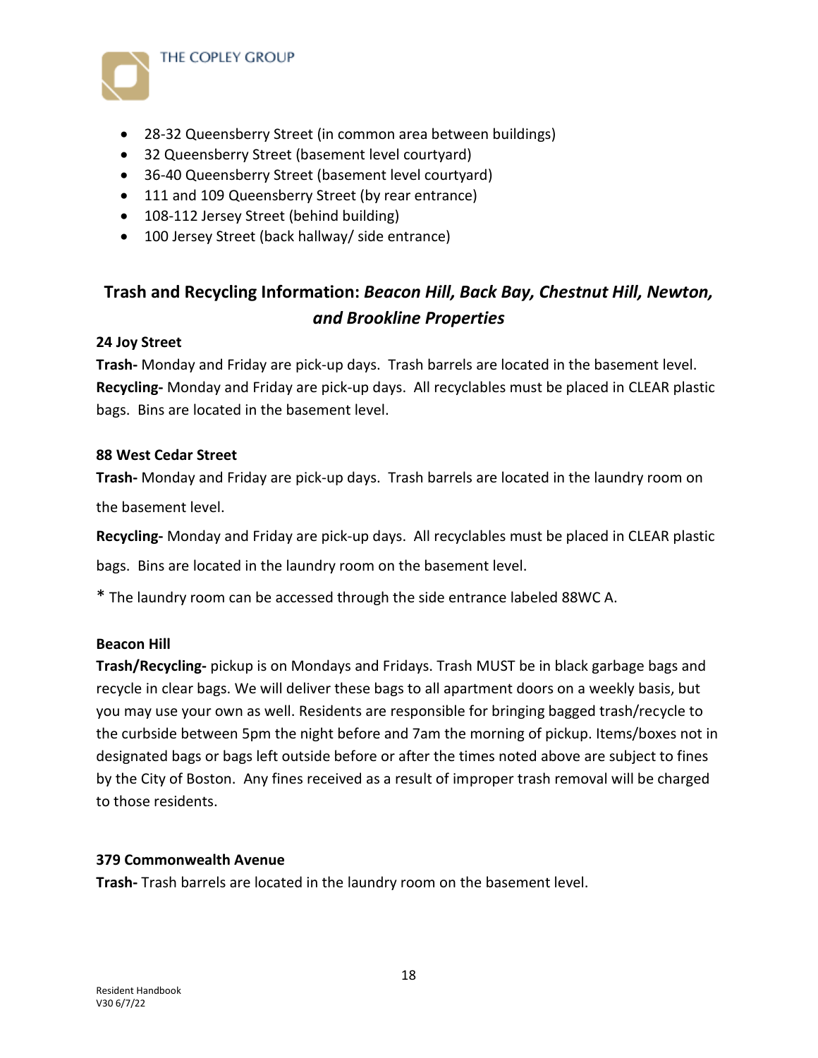- 28-32 Queensberry Street (in common area between buildings)
- 32 Queensberry Street (basement level courtyard)
- 36-40 Queensberry Street (basement level courtyard)
- 111 and 109 Queensberry Street (by rear entrance)
- 108-112 Jersey Street (behind building)
- 100 Jersey Street (back hallway/ side entrance)

## Trash and Recycling Information: *Beacon Hill, Back Bay, Chestnut Hill, Newton, and Brookline Properties*

**24 Joy Street**

**Trash-** Monday and Friday are pick-up days. Trash barrels are located in the basement level.
**Recycling-** Monday and Friday are pick-up days. All recyclables must be placed in CLEAR plastic bags. Bins are located in the basement level.

**88 West Cedar Street**

**Trash-** Monday and Friday are pick-up days. Trash barrels are located in the laundry room on the basement level.

**Recycling-** Monday and Friday are pick-up days. All recyclables must be placed in CLEAR plastic bags. Bins are located in the laundry room on the basement level.

* The laundry room can be accessed through the side entrance labeled 88WC A.

**Beacon Hill**

**Trash/Recycling-** pickup is on Mondays and Fridays. Trash MUST be in black garbage bags and recycle in clear bags. We will deliver these bags to all apartment doors on a weekly basis, but you may use your own as well. Residents are responsible for bringing bagged trash/recycle to the curbside between 5pm the night before and 7am the morning of pickup. Items/boxes not in designated bags or bags left outside before or after the times noted above are subject to fines by the City of Boston. Any fines received as a result of improper trash removal will be charged to those residents.

**379 Commonwealth Avenue**

**Trash-** Trash barrels are located in the laundry room on the basement level.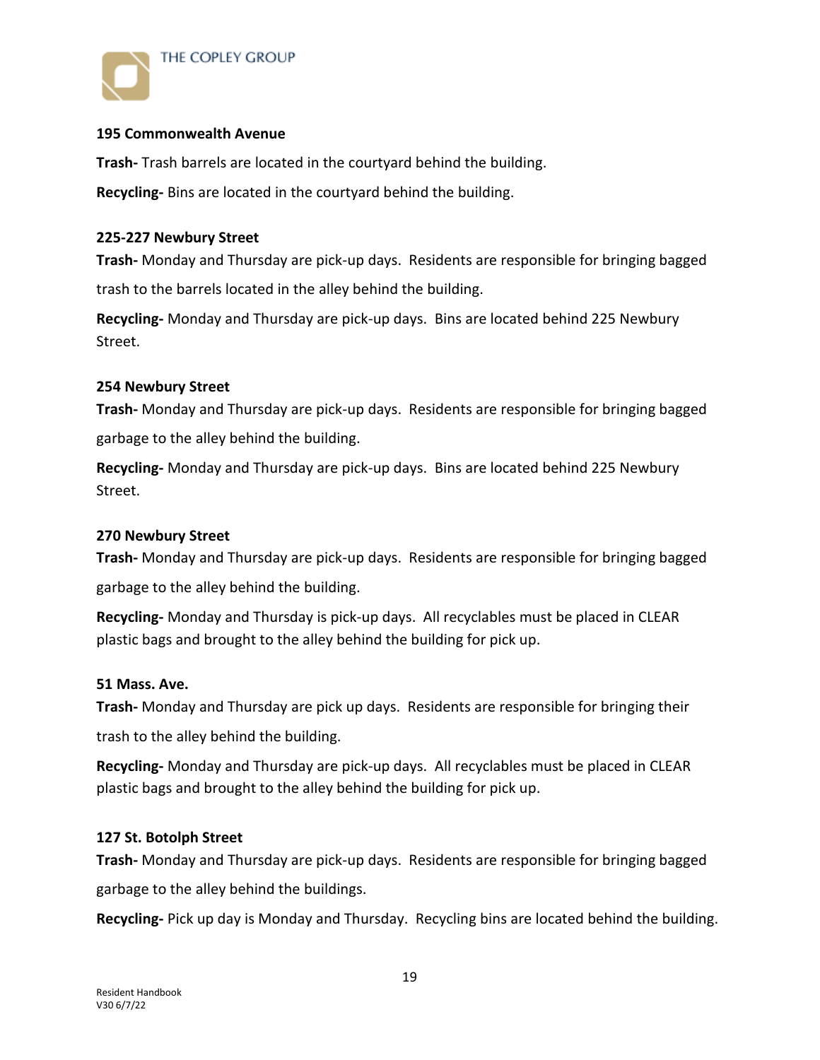**195 Commonwealth Avenue**

**Trash-** Trash barrels are located in the courtyard behind the building.

**Recycling-** Bins are located in the courtyard behind the building.

**225-227 Newbury Street**

**Trash-** Monday and Thursday are pick-up days. Residents are responsible for bringing bagged trash to the barrels located in the alley behind the building.

**Recycling-** Monday and Thursday are pick-up days. Bins are located behind 225 Newbury Street.

**254 Newbury Street**

**Trash-** Monday and Thursday are pick-up days. Residents are responsible for bringing bagged garbage to the alley behind the building.

**Recycling-** Monday and Thursday are pick-up days. Bins are located behind 225 Newbury Street.

**270 Newbury Street**

**Trash-** Monday and Thursday are pick-up days. Residents are responsible for bringing bagged garbage to the alley behind the building.

**Recycling-** Monday and Thursday is pick-up days. All recyclables must be placed in CLEAR plastic bags and brought to the alley behind the building for pick up.

**51 Mass. Ave.**

**Trash-** Monday and Thursday are pick up days. Residents are responsible for bringing their trash to the alley behind the building.

**Recycling-** Monday and Thursday are pick-up days. All recyclables must be placed in CLEAR plastic bags and brought to the alley behind the building for pick up.

**127 St. Botolph Street**

**Trash-** Monday and Thursday are pick-up days. Residents are responsible for bringing bagged garbage to the alley behind the buildings.

**Recycling-** Pick up day is Monday and Thursday. Recycling bins are located behind the building.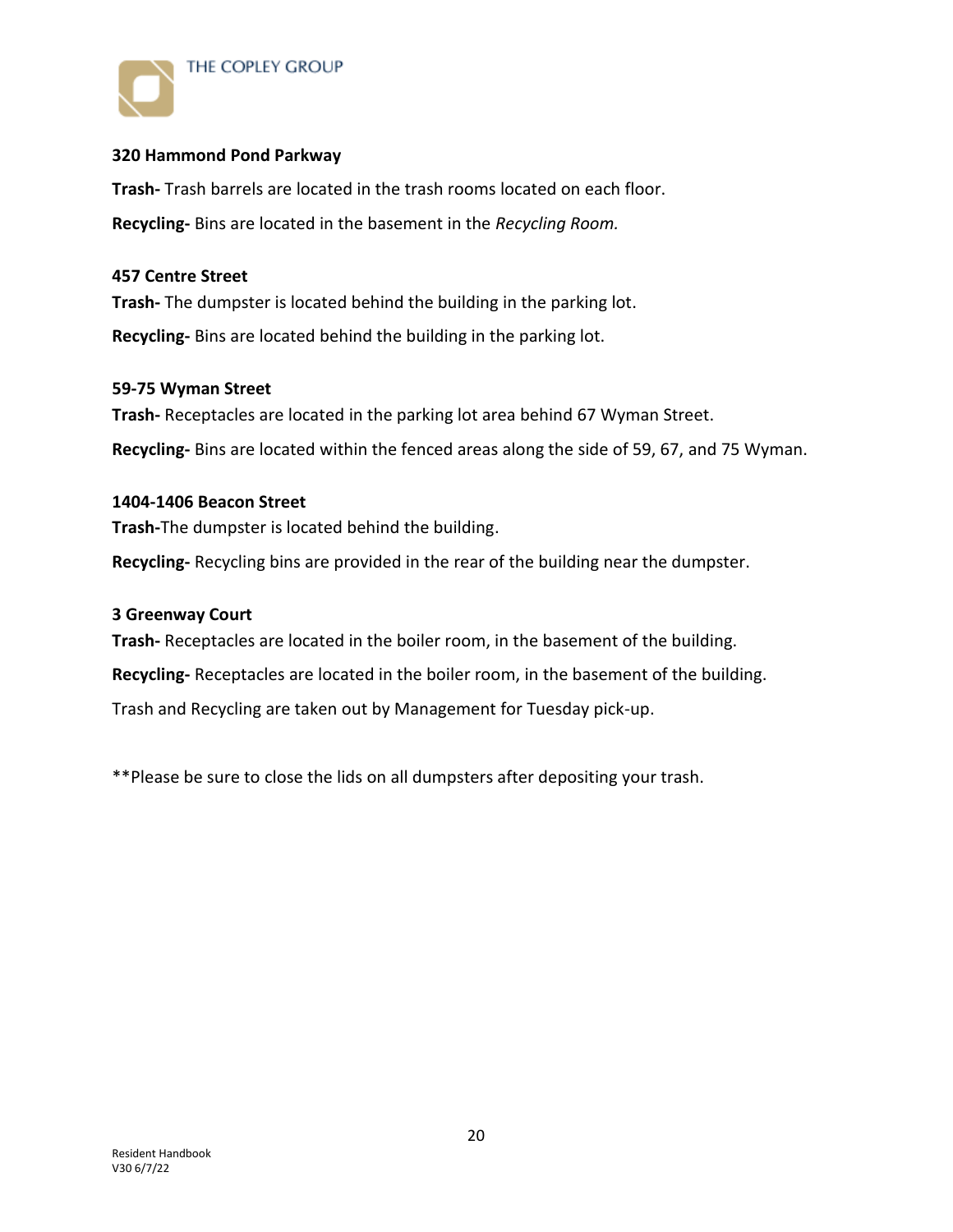**320 Hammond Pond Parkway**

**Trash-** Trash barrels are located in the trash rooms located on each floor.

**Recycling-** Bins are located in the basement in the *Recycling Room.*

**457 Centre Street**

**Trash-** The dumpster is located behind the building in the parking lot.

**Recycling-** Bins are located behind the building in the parking lot.

**59-75 Wyman Street**

**Trash-** Receptacles are located in the parking lot area behind 67 Wyman Street.

**Recycling-** Bins are located within the fenced areas along the side of 59, 67, and 75 Wyman.

**1404-1406 Beacon Street**

**Trash-**The dumpster is located behind the building.

**Recycling-** Recycling bins are provided in the rear of the building near the dumpster.

**3 Greenway Court**

**Trash-** Receptacles are located in the boiler room, in the basement of the building.

**Recycling-** Receptacles are located in the boiler room, in the basement of the building.

Trash and Recycling are taken out by Management for Tuesday pick-up.

**Please be sure to close the lids on all dumpsters after depositing your trash.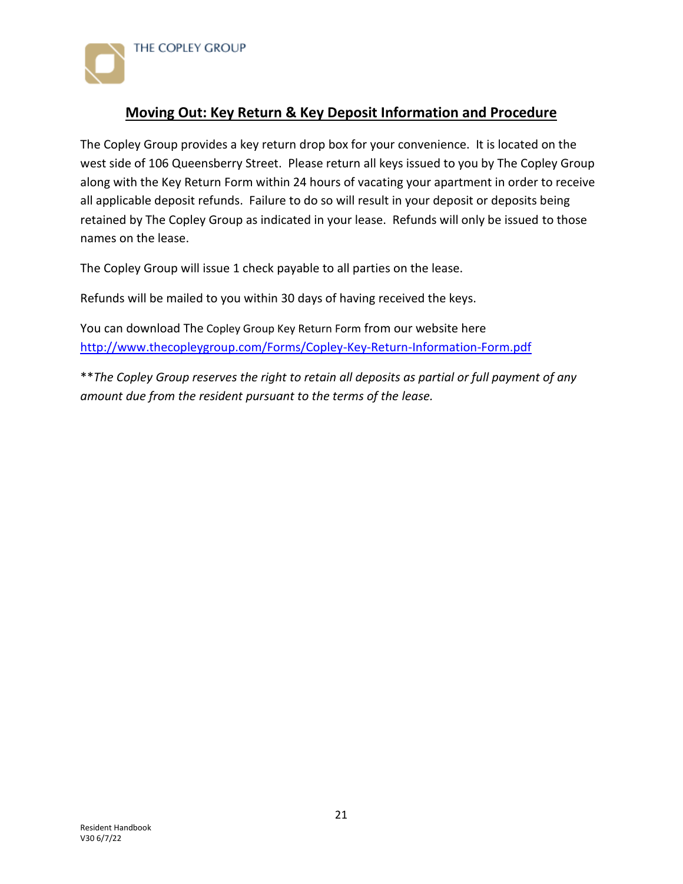## Moving Out: Key Return & Key Deposit Information and Procedure

The Copley Group provides a key return drop box for your convenience. It is located on the west side of 106 Queensberry Street. Please return all keys issued to you by The Copley Group along with the Key Return Form within 24 hours of vacating your apartment in order to receive all applicable deposit refunds. Failure to do so will result in your deposit or deposits being retained by The Copley Group as indicated in your lease. Refunds will only be issued to those names on the lease.

The Copley Group will issue 1 check payable to all parties on the lease.

Refunds will be mailed to you within 30 days of having received the keys.

You can download The Copley Group Key Return Form from our website here [http://www.thecopleygroup.com/Forms/Copley-Key-Return-Information-Form.pdf](http://www.thecopleygroup.com/Forms/Copley-Key-Return-Information-Form.pdf)

**\*\****The Copley Group reserves the right to retain all deposits as partial or full payment of any amount due from the resident pursuant to the terms of the lease.*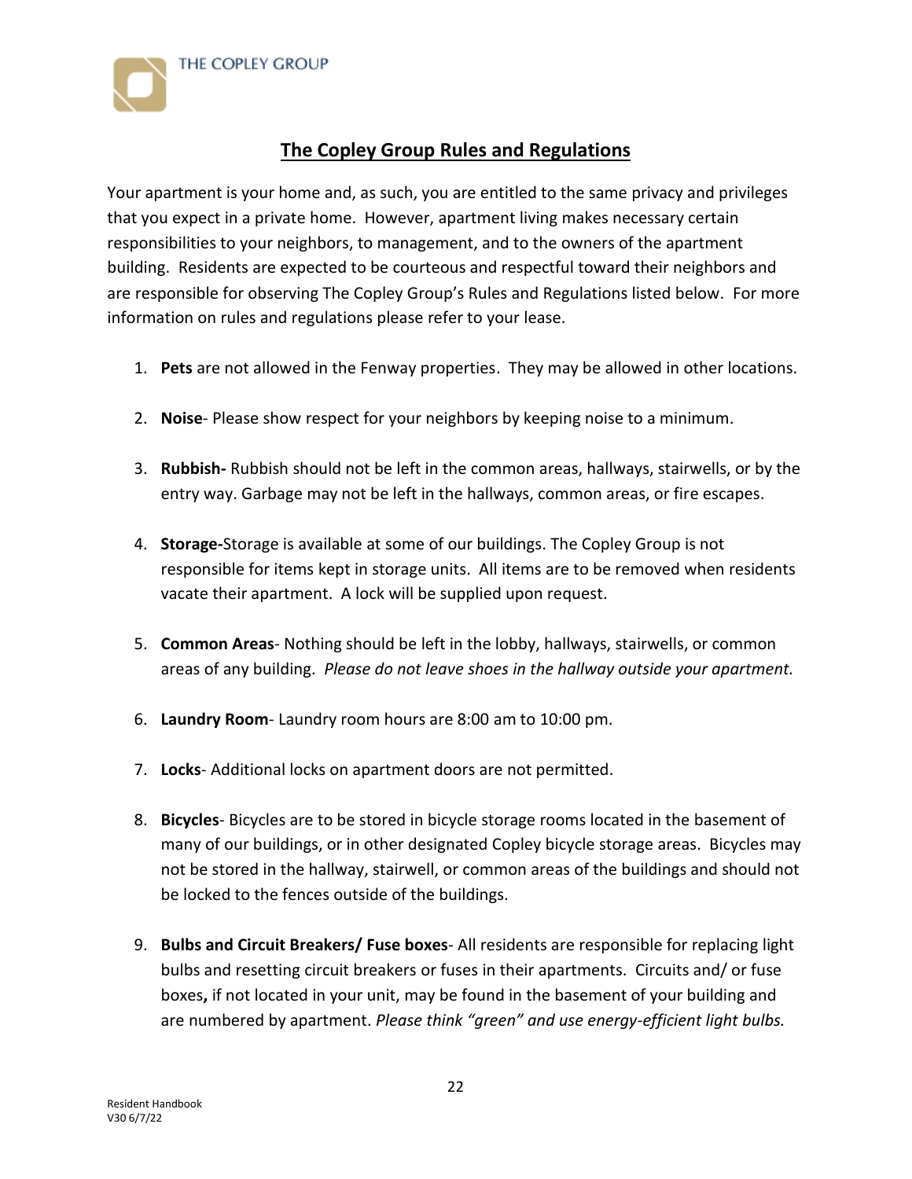THE COPLEY GROUP

# The Copley Group Rules and Regulations

Your apartment is your home and, as such, you are entitled to the same privacy and privileges that you expect in a private home. However, apartment living makes necessary certain responsibilities to your neighbors, to management, and to the owners of the apartment building. Residents are expected to be courteous and respectful toward their neighbors and are responsible for observing The Copley Group's Rules and Regulations listed below. For more information on rules and regulations please refer to your lease.

1. **Pets** are not allowed in the Fenway properties. They may be allowed in other locations.

2. **Noise**- Please show respect for your neighbors by keeping noise to a minimum.

3. **Rubbish-** Rubbish should not be left in the common areas, hallways, stairwells, or by the entry way. Garbage may not be left in the hallways, common areas, or fire escapes.

4. **Storage-**Storage is available at some of our buildings. The Copley Group is not responsible for items kept in storage units. All items are to be removed when residents vacate their apartment. A lock will be supplied upon request.

5. **Common Areas**- Nothing should be left in the lobby, hallways, stairwells, or common areas of any building. *Please do not leave shoes in the hallway outside your apartment.*

6. **Laundry Room**- Laundry room hours are 8:00 am to 10:00 pm.

7. **Locks**- Additional locks on apartment doors are not permitted.

8. **Bicycles**- Bicycles are to be stored in bicycle storage rooms located in the basement of many of our buildings, or in other designated Copley bicycle storage areas. Bicycles may not be stored in the hallway, stairwell, or common areas of the buildings and should not be locked to the fences outside of the buildings.

9. **Bulbs and Circuit Breakers/ Fuse boxes**- All residents are responsible for replacing light bulbs and resetting circuit breakers or fuses in their apartments. Circuits and/ or fuse boxes**,** if not located in your unit, may be found in the basement of your building and are numbered by apartment. *Please think "green" and use energy-efficient light bulbs.*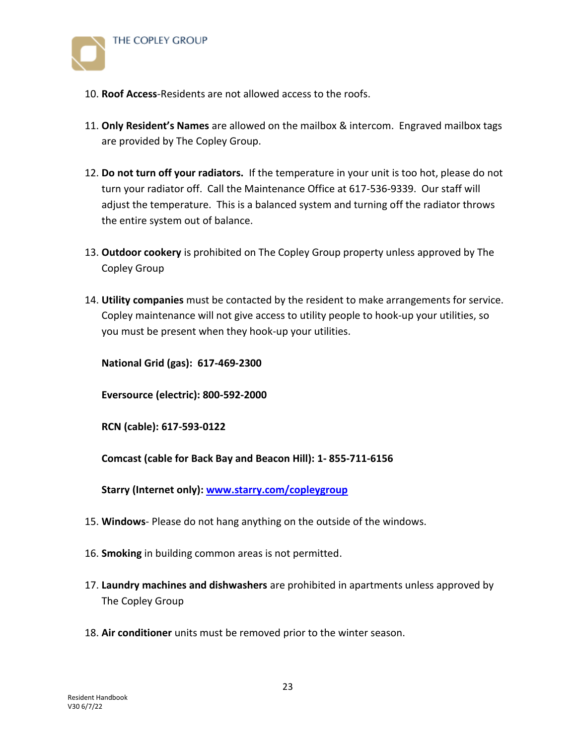10. **Roof Access**-Residents are not allowed access to the roofs.

11. **Only Resident's Names** are allowed on the mailbox & intercom. Engraved mailbox tags are provided by The Copley Group.

12. **Do not turn off your radiators.** If the temperature in your unit is too hot, please do not turn your radiator off. Call the Maintenance Office at 617-536-9339. Our staff will adjust the temperature. This is a balanced system and turning off the radiator throws the entire system out of balance.

13. **Outdoor cookery** is prohibited on The Copley Group property unless approved by The Copley Group

14. **Utility companies** must be contacted by the resident to make arrangements for service. Copley maintenance will not give access to utility people to hook-up your utilities, so you must be present when they hook-up your utilities.

    **National Grid (gas): 617-469-2300**

    **Eversource (electric): 800-592-2000**

    **RCN (cable): 617-593-0122**

    **Comcast (cable for Back Bay and Beacon Hill): 1- 855-711-6156**

    **Starry (Internet only): [www.starry.com/copleygroup](www.starry.com/copleygroup)**

15. **Windows**- Please do not hang anything on the outside of the windows.

16. **Smoking** in building common areas is not permitted.

17. **Laundry machines and dishwashers** are prohibited in apartments unless approved by The Copley Group

18. **Air conditioner** units must be removed prior to the winter season.